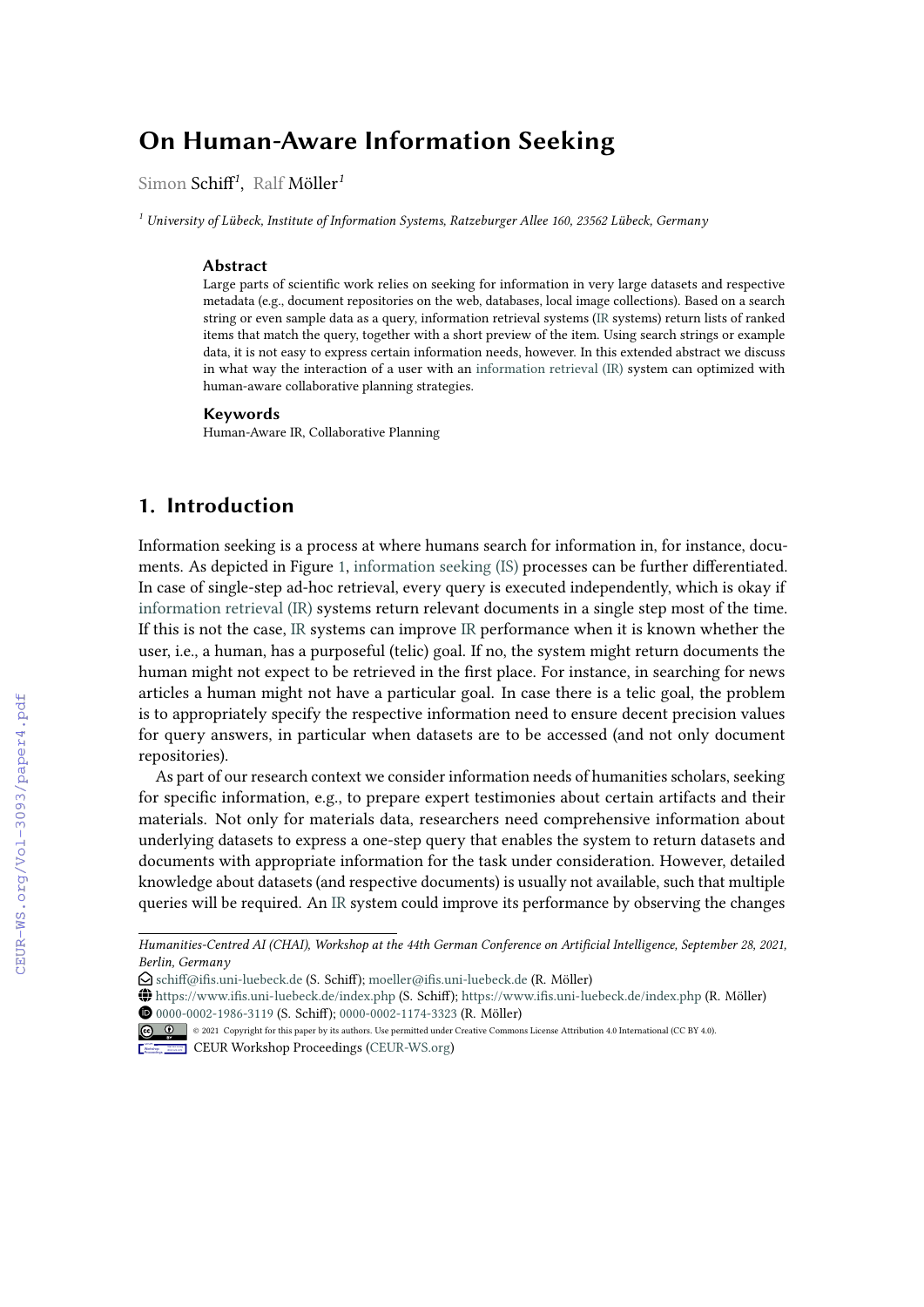# On Human-Aware Information Seeking

Simon Schiff[1], Ralf Möller[1]

[1] *University of Lübeck, Institute of Information Systems, Ratzeburger Allee 160, 23562 Lübeck, Germany*

### Abstract

Large parts of scientific work relies on seeking for information in very large datasets and respective metadata (e.g., document repositories on the web, databases, local image collections). Based on a search string or even sample data as a query, information retrieval systems (IR systems) return lists of ranked items that match the query, together with a short preview of the item. Using search strings or example data, it is not easy to express certain information needs, however. In this extended abstract we discuss in what way the interaction of a user with an information retrieval (IR) system can optimized with human-aware collaborative planning strategies.

### Keywords

Human-Aware IR, Collaborative Planning

## 1. Introduction

Information seeking is a process at where humans search for information in, for instance, documents. As depicted in Figure 1, information seeking (IS) processes can be further differentiated. In case of single-step ad-hoc retrieval, every query is executed independently, which is okay if information retrieval (IR) systems return relevant documents in a single step most of the time. If this is not the case, IR systems can improve IR performance when it is known whether the user, i.e., a human, has a purposeful (telic) goal. If no, the system might return documents the human might not expect to be retrieved in the first place. For instance, in searching for news articles a human might not have a particular goal. In case there is a telic goal, the problem is to appropriately specify the respective information need to ensure decent precision values for query answers, in particular when datasets are to be accessed (and not only document repositories).

As part of our research context we consider information needs of humanities scholars, seeking for specific information, e.g., to prepare expert testimonies about certain artifacts and their materials. Not only for materials data, researchers need comprehensive information about underlying datasets to express a one-step query that enables the system to return datasets and documents with appropriate information for the task under consideration. However, detailed knowledge about datasets (and respective documents) is usually not available, such that multiple queries will be required. An IR system could improve its performance by observing the changes

*Humanities-Centred AI (CHAI), Workshop at the 44th German Conference on Artificial Intelligence, September 28, 2021, Berlin, Germany*

schiff@ifis.uni-luebeck.de (S. Schiff); moeller@ifis.uni-luebeck.de (R. Möller)

https://www.ifis.uni-luebeck.de/index.php (S. Schiff); https://www.ifis.uni-luebeck.de/index.php (R. Möller)

0000-0002-1986-3119 (S. Schiff); 0000-0002-1174-3323 (R. Möller)

© 2021 Copyright for this paper by its authors. Use permitted under Creative Commons License Attribution 4.0 International (CC BY 4.0).

CEUR Workshop Proceedings (CEUR-WS.org)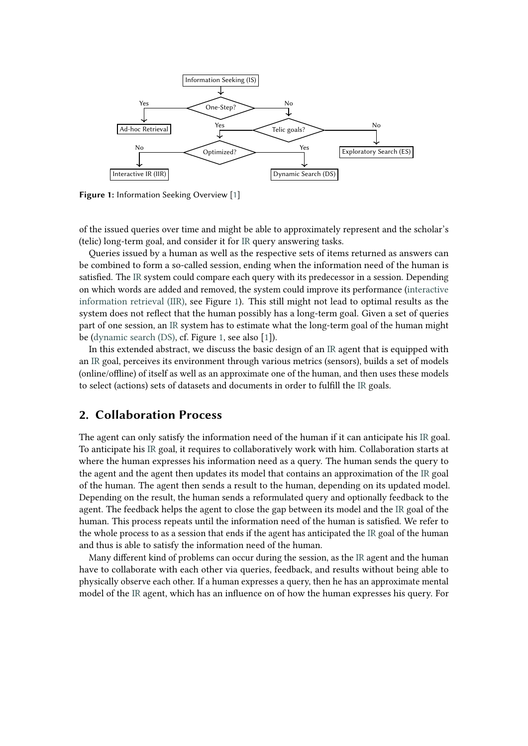Information Seeking (IS)

One-Step? — Yes → Ad-hoc Retrieval; No → Telic goals?

Telic goals? — No → Exploratory Search (ES); Yes → Optimized?

Optimized? — No → Interactive IR (IIR); Yes → Dynamic Search (DS)

**Figure 1:** Information Seeking Overview [1]

of the issued queries over time and might be able to approximately represent and the scholar's (telic) long-term goal, and consider it for IR query answering tasks.

Queries issued by a human as well as the respective sets of items returned as answers can be combined to form a so-called session, ending when the information need of the human is satisfied. The IR system could compare each query with its predecessor in a session. Depending on which words are added and removed, the system could improve its performance (interactive information retrieval (IIR), see Figure 1). This still might not lead to optimal results as the system does not reflect that the human possibly has a long-term goal. Given a set of queries part of one session, an IR system has to estimate what the long-term goal of the human might be (dynamic search (DS), cf. Figure 1, see also [1]).

In this extended abstract, we discuss the basic design of an IR agent that is equipped with an IR goal, perceives its environment through various metrics (sensors), builds a set of models (online/offline) of itself as well as an approximate one of the human, and then uses these models to select (actions) sets of datasets and documents in order to fulfill the IR goals.

## 2. Collaboration Process

The agent can only satisfy the information need of the human if it can anticipate his IR goal. To anticipate his IR goal, it requires to collaboratively work with him. Collaboration starts at where the human expresses his information need as a query. The human sends the query to the agent and the agent then updates its model that contains an approximation of the IR goal of the human. The agent then sends a result to the human, depending on its updated model. Depending on the result, the human sends a reformulated query and optionally feedback to the agent. The feedback helps the agent to close the gap between its model and the IR goal of the human. This process repeats until the information need of the human is satisfied. We refer to the whole process to as a session that ends if the agent has anticipated the IR goal of the human and thus is able to satisfy the information need of the human.

Many different kind of problems can occur during the session, as the IR agent and the human have to collaborate with each other via queries, feedback, and results without being able to physically observe each other. If a human expresses a query, then he has an approximate mental model of the IR agent, which has an influence on of how the human expresses his query. For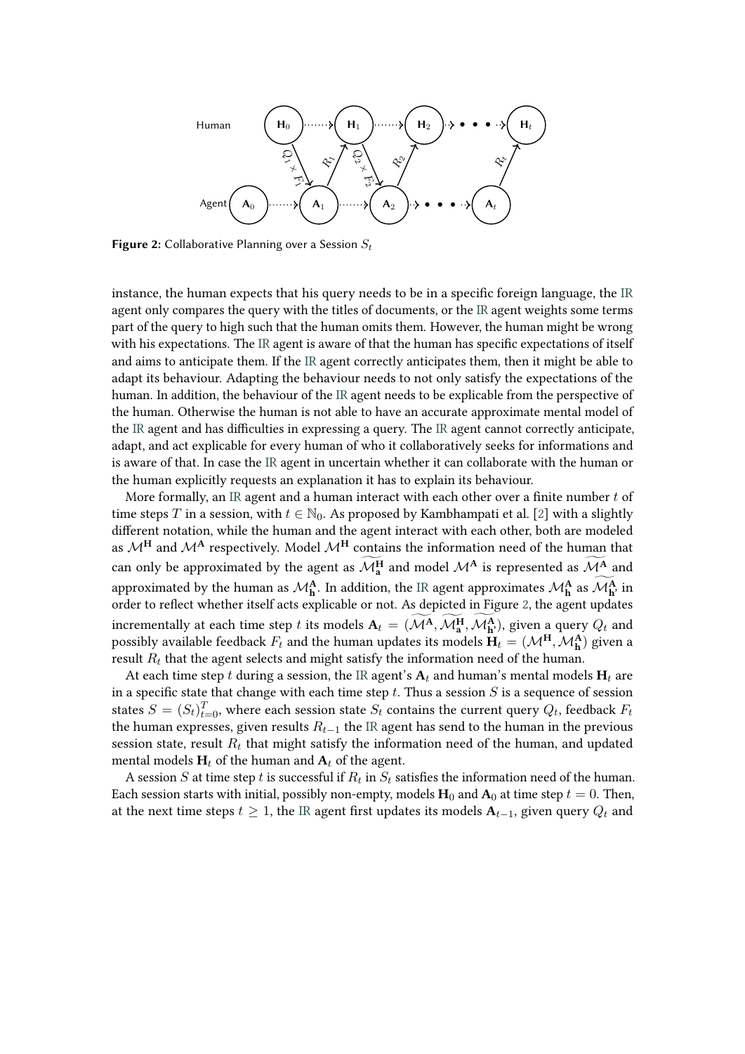Figure 2: Collaborative Planning over a Session $S_t$

instance, the human expects that his query needs to be in a specific foreign language, the IR agent only compares the query with the titles of documents, or the IR agent weights some terms part of the query to high such that the human omits them. However, the human might be wrong with his expectations. The IR agent is aware of that the human has specific expectations of itself and aims to anticipate them. If the IR agent correctly anticipates them, then it might be able to adapt its behaviour. Adapting the behaviour needs to not only satisfy the expectations of the human. In addition, the behaviour of the IR agent needs to be explicable from the perspective of the human. Otherwise the human is not able to have an accurate approximate mental model of the IR agent and has difficulties in expressing a query. The IR agent cannot correctly anticipate, adapt, and act explicable for every human of who it collaboratively seeks for informations and is aware of that. In case the IR agent in uncertain whether it can collaborate with the human or the human explicitly requests an explanation it has to explain its behaviour.

More formally, an IR agent and a human interact with each other over a finite number $t$ of time steps $T$ in a session, with $t \in \mathbb{N}_0$. As proposed by Kambhampati et al. [2] with a slightly different notation, while the human and the agent interact with each other, both are modeled as $\mathcal{M}^{\mathbf{H}}$ and $\mathcal{M}^{\mathbf{A}}$ respectively. Model $\mathcal{M}^{\mathbf{H}}$ contains the information need of the human that can only be approximated by the agent as $\widetilde{\mathcal{M}^{\mathbf{H}}_{\mathbf{a}}}$ and model $\mathcal{M}^{\mathbf{A}}$ is represented as $\widetilde{\mathcal{M}^{\mathbf{A}}}$ and approximated by the human as $\mathcal{M}^{\mathbf{A}}_{\mathbf{h}}$. In addition, the IR agent approximates $\mathcal{M}^{\mathbf{A}}_{\mathbf{h}}$ as $\widetilde{\mathcal{M}^{\mathbf{A}}_{\mathbf{h'}}}$ in order to reflect whether itself acts explicable or not. As depicted in Figure 2, the agent updates incrementally at each time step $t$ its models $\mathbf{A}_t = (\widetilde{\mathcal{M}^{\mathbf{A}}}, \widetilde{\mathcal{M}^{\mathbf{H}}_{\mathbf{a}}}, \widetilde{\mathcal{M}^{\mathbf{A}}_{\mathbf{h'}}})$, given a query $Q_t$ and possibly available feedback $F_t$ and the human updates its models $\mathbf{H}_t = (\mathcal{M}^{\mathbf{H}}, \mathcal{M}^{\mathbf{A}}_{\mathbf{h}})$ given a result $R_t$ that the agent selects and might satisfy the information need of the human.

At each time step $t$ during a session, the IR agent's $\mathbf{A}_t$ and human's mental models $\mathbf{H}_t$ are in a specific state that change with each time step $t$. Thus a session $S$ is a sequence of session states $S = (S_t)_{t=0}^{T}$, where each session state $S_t$ contains the current query $Q_t$, feedback $F_t$ the human expresses, given results $R_{t-1}$ the IR agent has send to the human in the previous session state, result $R_t$ that might satisfy the information need of the human, and updated mental models $\mathbf{H}_t$ of the human and $\mathbf{A}_t$ of the agent.

A session $S$ at time step $t$ is successful if $R_t$ in $S_t$ satisfies the information need of the human. Each session starts with initial, possibly non-empty, models $\mathbf{H}_0$ and $\mathbf{A}_0$ at time step $t = 0$. Then, at the next time steps $t \geq 1$, the IR agent first updates its models $\mathbf{A}_{t-1}$, given query $Q_t$ and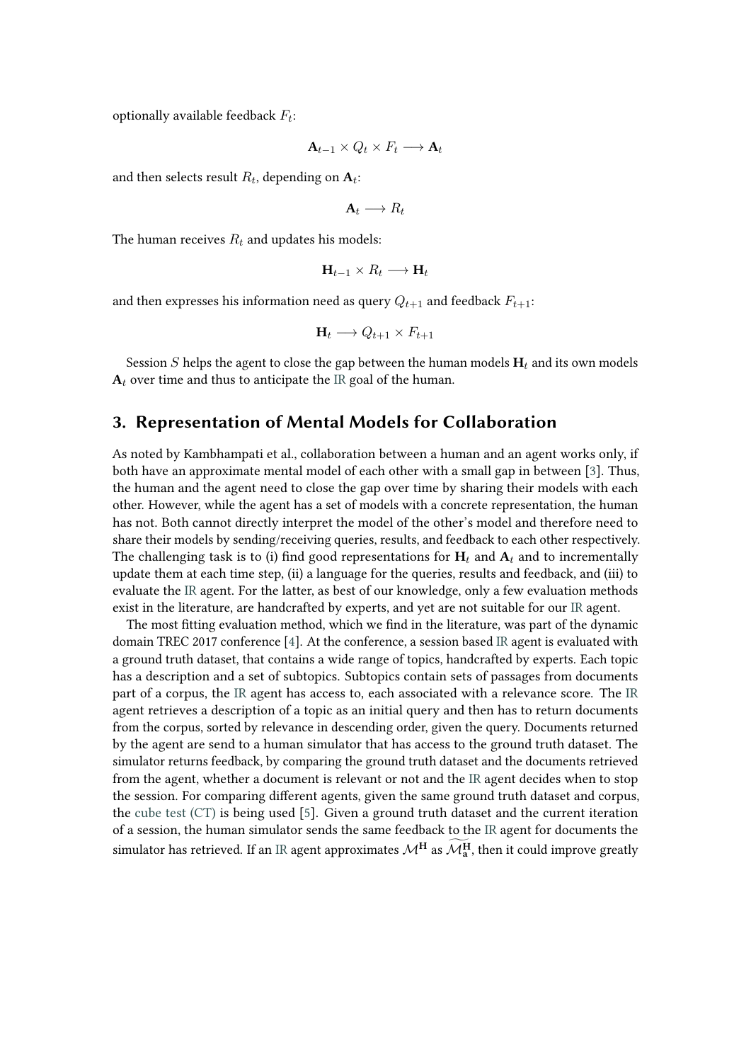optionally available feedback $F_t$:

$$\mathbf{A}_{t-1} \times Q_t \times F_t \longrightarrow \mathbf{A}_t$$

and then selects result $R_t$, depending on $\mathbf{A}_t$:

$$\mathbf{A}_t \longrightarrow R_t$$

The human receives $R_t$ and updates his models:

$$\mathbf{H}_{t-1} \times R_t \longrightarrow \mathbf{H}_t$$

and then expresses his information need as query $Q_{t+1}$ and feedback $F_{t+1}$:

$$\mathbf{H}_t \longrightarrow Q_{t+1} \times F_{t+1}$$

Session $S$ helps the agent to close the gap between the human models $\mathbf{H}_t$ and its own models $\mathbf{A}_t$ over time and thus to anticipate the IR goal of the human.

## 3. Representation of Mental Models for Collaboration

As noted by Kambhampati et al., collaboration between a human and an agent works only, if both have an approximate mental model of each other with a small gap in between [3]. Thus, the human and the agent need to close the gap over time by sharing their models with each other. However, while the agent has a set of models with a concrete representation, the human has not. Both cannot directly interpret the model of the other's model and therefore need to share their models by sending/receiving queries, results, and feedback to each other respectively. The challenging task is to (i) find good representations for $\mathbf{H}_t$ and $\mathbf{A}_t$ and to incrementally update them at each time step, (ii) a language for the queries, results and feedback, and (iii) to evaluate the IR agent. For the latter, as best of our knowledge, only a few evaluation methods exist in the literature, are handcrafted by experts, and yet are not suitable for our IR agent.

The most fitting evaluation method, which we find in the literature, was part of the dynamic domain TREC 2017 conference [4]. At the conference, a session based IR agent is evaluated with a ground truth dataset, that contains a wide range of topics, handcrafted by experts. Each topic has a description and a set of subtopics. Subtopics contain sets of passages from documents part of a corpus, the IR agent has access to, each associated with a relevance score. The IR agent retrieves a description of a topic as an initial query and then has to return documents from the corpus, sorted by relevance in descending order, given the query. Documents returned by the agent are send to a human simulator that has access to the ground truth dataset. The simulator returns feedback, by comparing the ground truth dataset and the documents retrieved from the agent, whether a document is relevant or not and the IR agent decides when to stop the session. For comparing different agents, given the same ground truth dataset and corpus, the cube test (CT) is being used [5]. Given a ground truth dataset and the current iteration of a session, the human simulator sends the same feedback to the IR agent for documents the simulator has retrieved. If an IR agent approximates $\mathcal{M}^{\mathbf{H}}$ as $\widetilde{\mathcal{M}^{\mathbf{H}}_{\mathbf{a}}}$, then it could improve greatly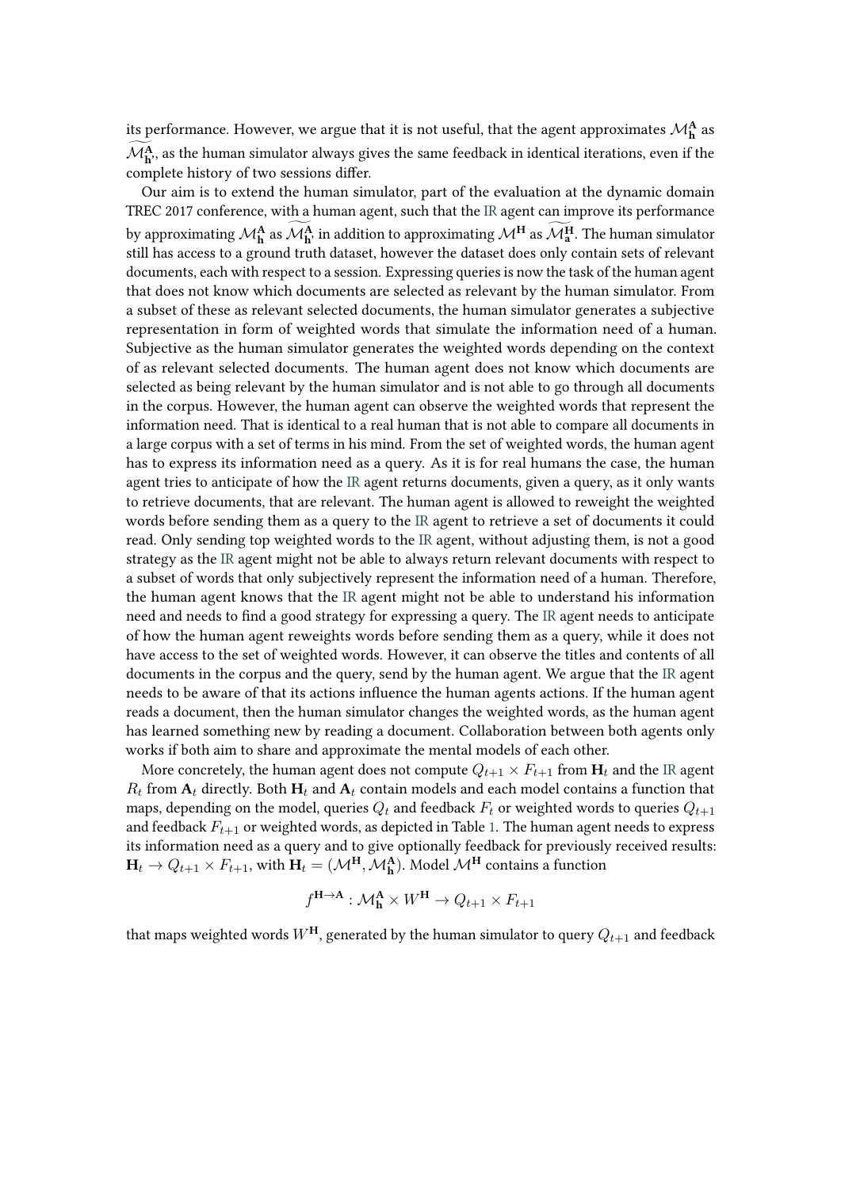its performance. However, we argue that it is not useful, that the agent approximates $\mathcal{M}^{\mathbf{A}}_{\mathbf{h}}$ as $\widetilde{\mathcal{M}^{\mathbf{A}}_{\mathbf{h}}}$, as the human simulator always gives the same feedback in identical iterations, even if the complete history of two sessions differ.

Our aim is to extend the human simulator, part of the evaluation at the dynamic domain TREC 2017 conference, with a human agent, such that the IR agent can improve its performance by approximating $\mathcal{M}^{\mathbf{A}}_{\mathbf{h}}$ as $\widetilde{\mathcal{M}^{\mathbf{A}}_{\mathbf{h}}}$, in addition to approximating $\mathcal{M}^{\mathbf{H}}$ as $\widetilde{\mathcal{M}^{\mathbf{H}}_{\mathbf{a}}}$. The human simulator still has access to a ground truth dataset, however the dataset does only contain sets of relevant documents, each with respect to a session. Expressing queries is now the task of the human agent that does not know which documents are selected as relevant by the human simulator. From a subset of these as relevant selected documents, the human simulator generates a subjective representation in form of weighted words that simulate the information need of a human. Subjective as the human simulator generates the weighted words depending on the context of as relevant selected documents. The human agent does not know which documents are selected as being relevant by the human simulator and is not able to go through all documents in the corpus. However, the human agent can observe the weighted words that represent the information need. That is identical to a real human that is not able to compare all documents in a large corpus with a set of terms in his mind. From the set of weighted words, the human agent has to express its information need as a query. As it is for real humans the case, the human agent tries to anticipate of how the IR agent returns documents, given a query, as it only wants to retrieve documents, that are relevant. The human agent is allowed to reweight the weighted words before sending them as a query to the IR agent to retrieve a set of documents it could read. Only sending top weighted words to the IR agent, without adjusting them, is not a good strategy as the IR agent might not be able to always return relevant documents with respect to a subset of words that only subjectively represent the information need of a human. Therefore, the human agent knows that the IR agent might not be able to understand his information need and needs to find a good strategy for expressing a query. The IR agent needs to anticipate of how the human agent reweights words before sending them as a query, while it does not have access to the set of weighted words. However, it can observe the titles and contents of all documents in the corpus and the query, send by the human agent. We argue that the IR agent needs to be aware of that its actions influence the human agents actions. If the human agent reads a document, then the human simulator changes the weighted words, as the human agent has learned something new by reading a document. Collaboration between both agents only works if both aim to share and approximate the mental models of each other.

More concretely, the human agent does not compute $Q_{t+1} \times F_{t+1}$ from $\mathbf{H}_t$ and the IR agent $R_t$ from $\mathbf{A}_t$ directly. Both $\mathbf{H}_t$ and $\mathbf{A}_t$ contain models and each model contains a function that maps, depending on the model, queries $Q_t$ and feedback $F_t$ or weighted words to queries $Q_{t+1}$ and feedback $F_{t+1}$ or weighted words, as depicted in Table 1. The human agent needs to express its information need as a query and to give optionally feedback for previously received results: $\mathbf{H}_t \rightarrow Q_{t+1} \times F_{t+1}$, with $\mathbf{H}_t = (\mathcal{M}^{\mathbf{H}}, \mathcal{M}^{\mathbf{A}}_{\mathbf{h}})$. Model $\mathcal{M}^{\mathbf{H}}$ contains a function

$$f^{\mathbf{H}\rightarrow\mathbf{A}} : \mathcal{M}^{\mathbf{A}}_{\mathbf{h}} \times W^{\mathbf{H}} \rightarrow Q_{t+1} \times F_{t+1}$$

that maps weighted words $W^{\mathbf{H}}$, generated by the human simulator to query $Q_{t+1}$ and feedback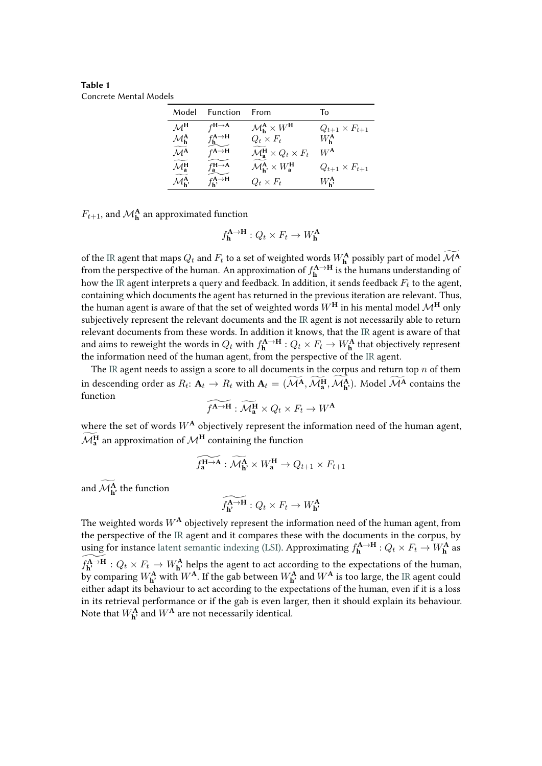**Table 1**
Concrete Mental Models

| Model | Function | From | To |
|---|---|---|---|
| $\mathcal{M}^{\mathbf{H}}$ | $f^{\mathbf{H}\to\mathbf{A}}$ | $\mathcal{M}^{\mathbf{A}}_{\mathbf{h}} \times W^{\mathbf{H}}$ | $Q_{t+1} \times F_{t+1}$ |
| $\mathcal{M}^{\mathbf{A}}_{\mathbf{h}}$ | $f^{\mathbf{A}\to\mathbf{H}}_{\mathbf{h}}$ | $Q_t \times F_t$ | $W^{\mathbf{A}}_{\mathbf{h}}$ |
| $\widetilde{\mathcal{M}^{\mathbf{A}}}$ | $\widetilde{f^{\mathbf{A}\to\mathbf{H}}}$ | $\widetilde{\mathcal{M}^{\mathbf{H}}_{\mathbf{a}}} \times Q_t \times F_t$ | $W^{\mathbf{A}}$ |
| $\widetilde{\mathcal{M}^{\mathbf{H}}_{\mathbf{a}}}$ | $\widetilde{f^{\mathbf{H}\to\mathbf{A}}_{\mathbf{a}}}$ | $\widetilde{\mathcal{M}^{\mathbf{A}}_{\mathbf{h'}}} \times W^{\mathbf{H}}_{\mathbf{a}}$ | $Q_{t+1} \times F_{t+1}$ |
| $\widetilde{\mathcal{M}^{\mathbf{A}}_{\mathbf{h'}}}$ | $\widetilde{f^{\mathbf{A}\to\mathbf{H}}_{\mathbf{h'}}}$ | $Q_t \times F_t$ | $W^{\mathbf{A}}_{\mathbf{h'}}$ |

$F_{t+1}$, and $\mathcal{M}^{\mathbf{A}}_{\mathbf{h}}$ an approximated function

$$f^{\mathbf{A}\to\mathbf{H}}_{\mathbf{h}} : Q_t \times F_t \to W^{\mathbf{A}}_{\mathbf{h}}$$

of the IR agent that maps $Q_t$ and $F_t$ to a set of weighted words $W^{\mathbf{A}}_{\mathbf{h}}$ possibly part of model $\widetilde{\mathcal{M}^{\mathbf{A}}}$ from the perspective of the human. An approximation of $f^{\mathbf{A}\to\mathbf{H}}_{\mathbf{h}}$ is the humans understanding of how the IR agent interprets a query and feedback. In addition, it sends feedback $F_t$ to the agent, containing which documents the agent has returned in the previous iteration are relevant. Thus, the human agent is aware of that the set of weighted words $W^{\mathbf{H}}$ in his mental model $\mathcal{M}^{\mathbf{H}}$ only subjectively represent the relevant documents and the IR agent is not necessarily able to return relevant documents from these words. In addition it knows, that the IR agent is aware of that and aims to reweight the words in $Q_t$ with $f^{\mathbf{A}\to\mathbf{H}}_{\mathbf{h}} : Q_t \times F_t \to W^{\mathbf{A}}_{\mathbf{h}}$ that objectively represent the information need of the human agent, from the perspective of the IR agent.

The IR agent needs to assign a score to all documents in the corpus and return top $n$ of them in descending order as $R_t$: $\mathbf{A}_t \to R_t$ with $\mathbf{A}_t = (\widetilde{\mathcal{M}^{\mathbf{A}}}, \widetilde{\mathcal{M}^{\mathbf{H}}_{\mathbf{a}}}, \widetilde{\mathcal{M}^{\mathbf{A}}_{\mathbf{h'}}})$. Model $\widetilde{\mathcal{M}^{\mathbf{A}}}$ contains the function

$$\widetilde{f^{\mathbf{A}\to\mathbf{H}}} : \widetilde{\mathcal{M}^{\mathbf{H}}_{\mathbf{a}}} \times Q_t \times F_t \to W^{\mathbf{A}}$$

where the set of words $W^{\mathbf{A}}$ objectively represent the information need of the human agent, $\widetilde{\mathcal{M}^{\mathbf{H}}_{\mathbf{a}}}$ an approximation of $\mathcal{M}^{\mathbf{H}}$ containing the function

$$\widetilde{f^{\mathbf{H}\to\mathbf{A}}_{\mathbf{a}}} : \widetilde{\mathcal{M}^{\mathbf{A}}_{\mathbf{h'}}} \times W^{\mathbf{H}}_{\mathbf{a}} \to Q_{t+1} \times F_{t+1}$$

and $\widetilde{\mathcal{M}^{\mathbf{A}}_{\mathbf{h'}}}$ the function

$$\widetilde{f^{\mathbf{A}\to\mathbf{H}}_{\mathbf{h'}}} : Q_t \times F_t \to W^{\mathbf{A}}_{\mathbf{h'}}$$

The weighted words $W^{\mathbf{A}}$ objectively represent the information need of the human agent, from the perspective of the IR agent and it compares these with the documents in the corpus, by using for instance latent semantic indexing (LSI). Approximating $f^{\mathbf{A}\to\mathbf{H}}_{\mathbf{h}} : Q_t \times F_t \to W^{\mathbf{A}}_{\mathbf{h}}$ as $\widetilde{f^{\mathbf{A}\to\mathbf{H}}_{\mathbf{h'}}} : Q_t \times F_t \to W^{\mathbf{A}}_{\mathbf{h'}}$ helps the agent to act according to the expectations of the human, by comparing $W^{\mathbf{A}}_{\mathbf{h'}}$ with $W^{\mathbf{A}}$. If the gab between $W^{\mathbf{A}}_{\mathbf{h'}}$ and $W^{\mathbf{A}}$ is too large, the IR agent could either adapt its behaviour to act according to the expectations of the human, even if it is a loss in its retrieval performance or if the gab is even larger, then it should explain its behaviour. Note that $W^{\mathbf{A}}_{\mathbf{h'}}$ and $W^{\mathbf{A}}$ are not necessarily identical.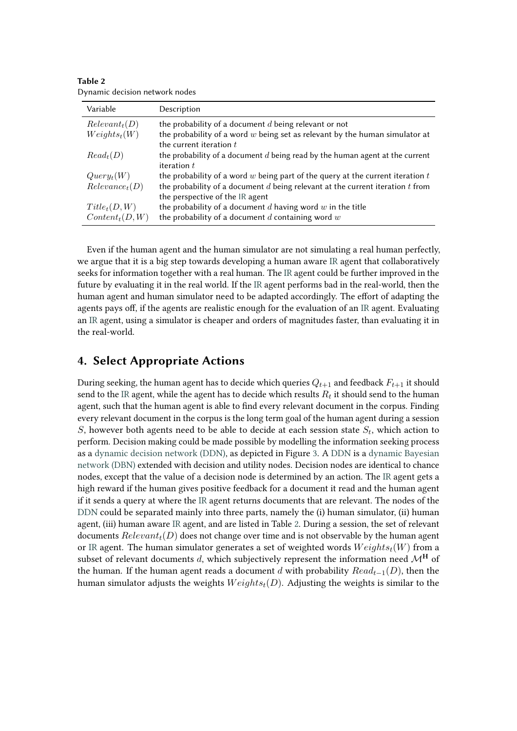**Table 2**
Dynamic decision network nodes

| Variable | Description |
|---|---|
| $Relevant_t(D)$ | the probability of a document $d$ being relevant or not |
| $Weights_t(W)$ | the probability of a word $w$ being set as relevant by the human simulator at the current iteration $t$ |
| $Read_t(D)$ | the probability of a document $d$ being read by the human agent at the current iteration $t$ |
| $Query_t(W)$ | the probability of a word $w$ being part of the query at the current iteration $t$ |
| $Relevance_t(D)$ | the probability of a document $d$ being relevant at the current iteration $t$ from the perspective of the IR agent |
| $Title_t(D, W)$ | the probability of a document $d$ having word $w$ in the title |
| $Content_t(D, W)$ | the probability of a document $d$ containing word $w$ |

Even if the human agent and the human simulator are not simulating a real human perfectly, we argue that it is a big step towards developing a human aware IR agent that collaboratively seeks for information together with a real human. The IR agent could be further improved in the future by evaluating it in the real world. If the IR agent performs bad in the real-world, then the human agent and human simulator need to be adapted accordingly. The effort of adapting the agents pays off, if the agents are realistic enough for the evaluation of an IR agent. Evaluating an IR agent, using a simulator is cheaper and orders of magnitudes faster, than evaluating it in the real-world.

## 4. Select Appropriate Actions

During seeking, the human agent has to decide which queries $Q_{t+1}$ and feedback $F_{t+1}$ it should send to the IR agent, while the agent has to decide which results $R_t$ it should send to the human agent, such that the human agent is able to find every relevant document in the corpus. Finding every relevant document in the corpus is the long term goal of the human agent during a session $S$, however both agents need to be able to decide at each session state $S_t$, which action to perform. Decision making could be made possible by modelling the information seeking process as a dynamic decision network (DDN), as depicted in Figure 3. A DDN is a dynamic Bayesian network (DBN) extended with decision and utility nodes. Decision nodes are identical to chance nodes, except that the value of a decision node is determined by an action. The IR agent gets a high reward if the human gives positive feedback for a document it read and the human agent if it sends a query at where the IR agent returns documents that are relevant. The nodes of the DDN could be separated mainly into three parts, namely the (i) human simulator, (ii) human agent, (iii) human aware IR agent, and are listed in Table 2. During a session, the set of relevant documents $Relevant_t(D)$ does not change over time and is not observable by the human agent or IR agent. The human simulator generates a set of weighted words $Weights_t(W)$ from a subset of relevant documents $d$, which subjectively represent the information need $\mathcal{M}^{\mathbf{H}}$ of the human. If the human agent reads a document $d$ with probability $Read_{t-1}(D)$, then the human simulator adjusts the weights $Weights_t(D)$. Adjusting the weights is similar to the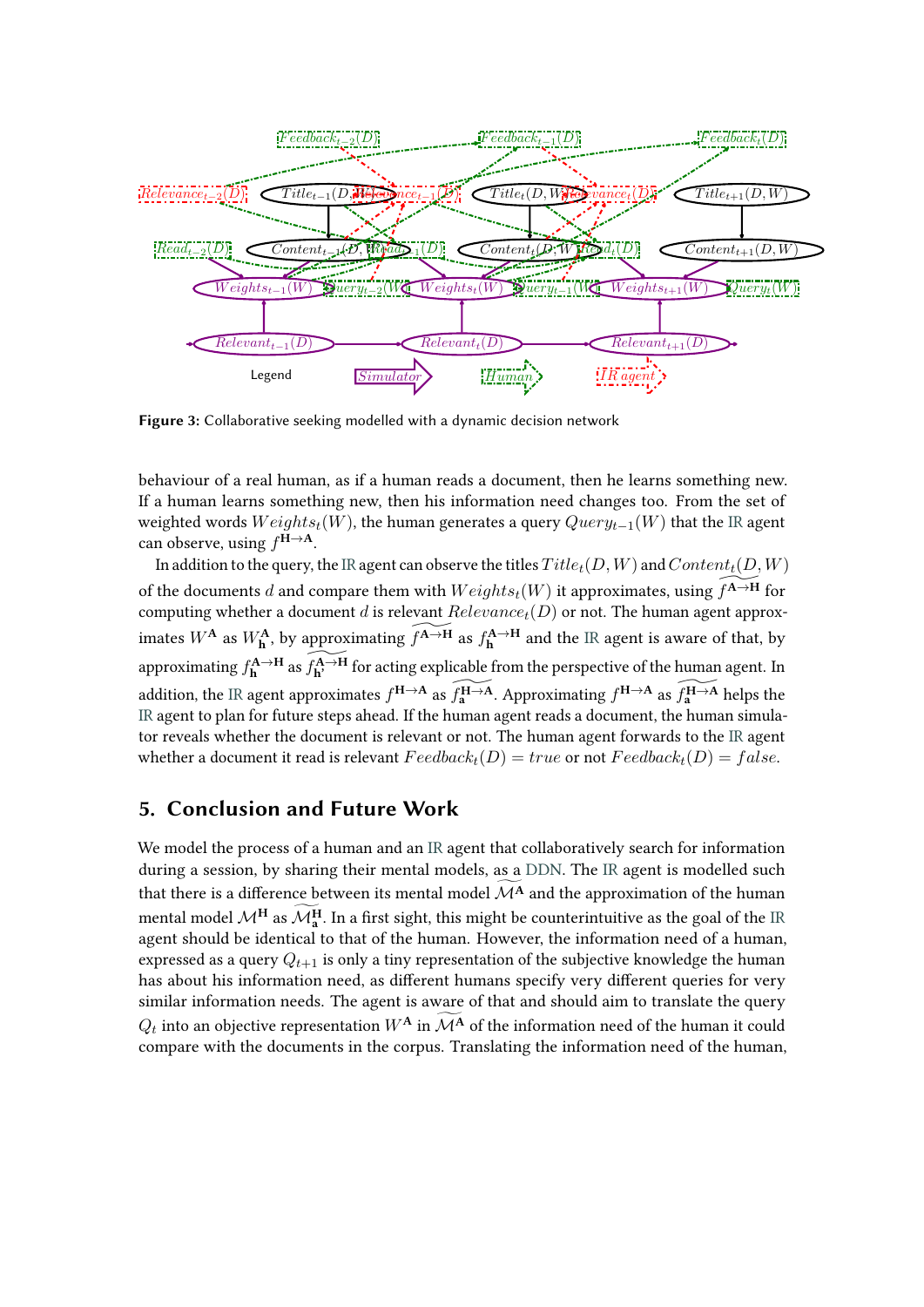Figure 3: Collaborative seeking modelled with a dynamic decision network

behaviour of a real human, as if a human reads a document, then he learns something new. If a human learns something new, then his information need changes too. From the set of weighted words $Weights_t(W)$, the human generates a query $Query_{t-1}(W)$ that the IR agent can observe, using $f^{\mathbf{H}\rightarrow\mathbf{A}}$.

In addition to the query, the IR agent can observe the titles $Title_t(D, W)$ and $Content_t(D, W)$ of the documents $d$ and compare them with $Weights_t(W)$ it approximates, using $\widetilde{f^{\mathbf{A}\rightarrow\mathbf{H}}}$ for computing whether a document $d$ is relevant $Relevance_t(D)$ or not. The human agent approximates $W^{\mathbf{A}}$ as $W^{\mathbf{A}}_{\mathbf{h}}$, by approximating $\widetilde{f^{\mathbf{A}\rightarrow\mathbf{H}}}$ as $f^{\mathbf{A}\rightarrow\mathbf{H}}_{\mathbf{h}}$ and the IR agent is aware of that, by approximating $f^{\mathbf{A}\rightarrow\mathbf{H}}_{\mathbf{h}}$ as $\widetilde{f^{\mathbf{A}\rightarrow\mathbf{H}}_{\mathbf{h}'}}$ for acting explicable from the perspective of the human agent. In addition, the IR agent approximates $f^{\mathbf{H}\rightarrow\mathbf{A}}$ as $\widetilde{f^{\mathbf{H}\rightarrow\mathbf{A}}_{\mathbf{a}}}$. Approximating $f^{\mathbf{H}\rightarrow\mathbf{A}}$ as $\widetilde{f^{\mathbf{H}\rightarrow\mathbf{A}}_{\mathbf{a}}}$ helps the IR agent to plan for future steps ahead. If the human agent reads a document, the human simulator reveals whether the document is relevant or not. The human agent forwards to the IR agent whether a document it read is relevant $Feedback_t(D) = true$ or not $Feedback_t(D) = false$.

## 5. Conclusion and Future Work

We model the process of a human and an IR agent that collaboratively search for information during a session, by sharing their mental models, as a DDN. The IR agent is modelled such that there is a difference between its mental model $\widetilde{\mathcal{M}^{\mathbf{A}}}$ and the approximation of the human mental model $\mathcal{M}^{\mathbf{H}}$ as $\widetilde{\mathcal{M}^{\mathbf{H}}_{\mathbf{a}}}$. In a first sight, this might be counterintuitive as the goal of the IR agent should be identical to that of the human. However, the information need of a human, expressed as a query $Q_{t+1}$ is only a tiny representation of the subjective knowledge the human has about his information need, as different humans specify very different queries for very similar information needs. The agent is aware of that and should aim to translate the query $Q_t$ into an objective representation $W^{\mathbf{A}}$ in $\widetilde{\mathcal{M}^{\mathbf{A}}}$ of the information need of the human it could compare with the documents in the corpus. Translating the information need of the human,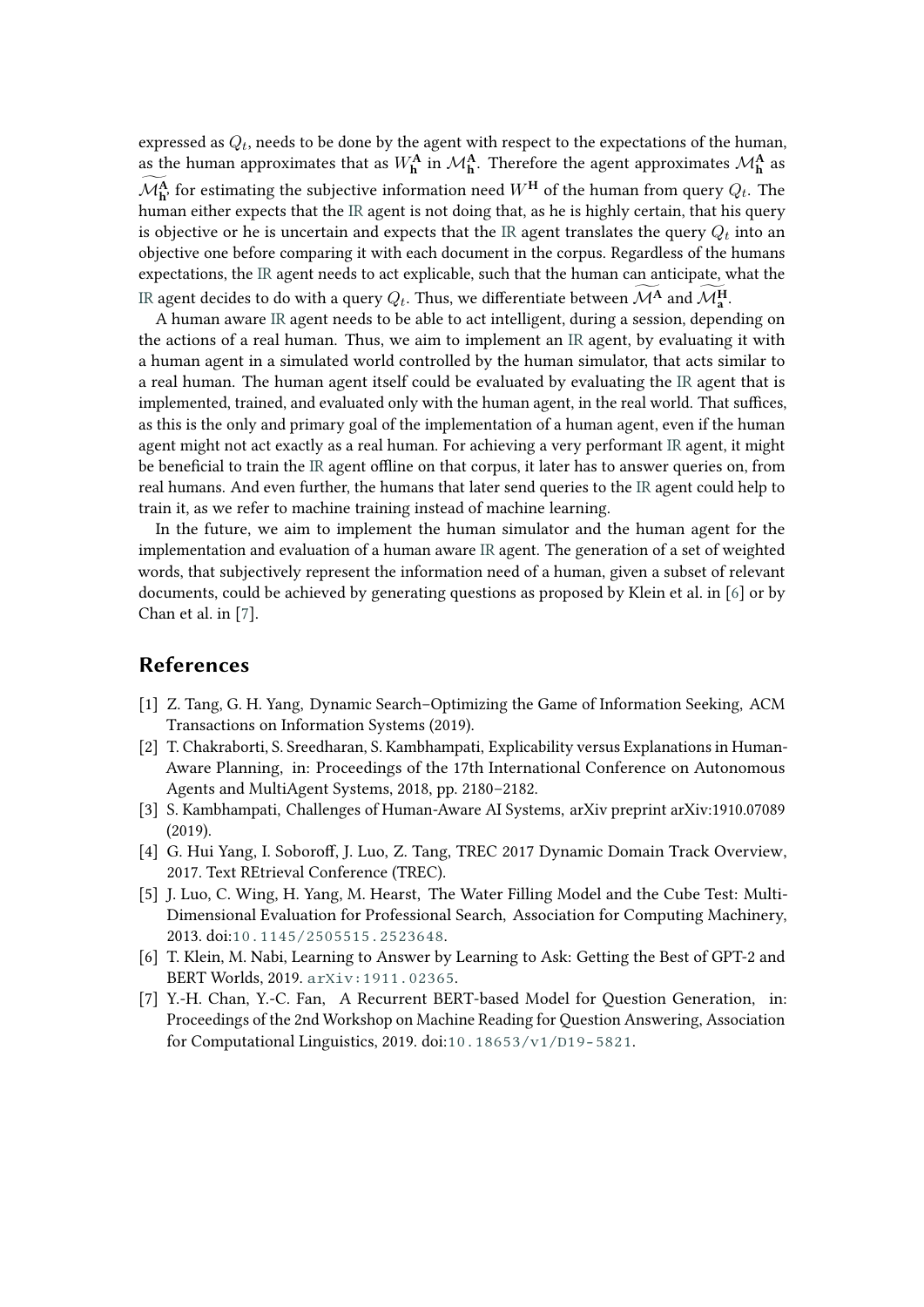expressed as $Q_t$, needs to be done by the agent with respect to the expectations of the human, as the human approximates that as $W^{\mathbf{A}}_{\mathbf{h}}$ in $\mathcal{M}^{\mathbf{A}}_{\mathbf{h}}$. Therefore the agent approximates $\mathcal{M}^{\mathbf{A}}_{\mathbf{h}}$ as $\widetilde{\mathcal{M}^{\mathbf{A}}_{\mathbf{h}}}$, for estimating the subjective information need $W^{\mathbf{H}}$ of the human from query $Q_t$. The human either expects that the IR agent is not doing that, as he is highly certain, that his query is objective or he is uncertain and expects that the IR agent translates the query $Q_t$ into an objective one before comparing it with each document in the corpus. Regardless of the humans expectations, the IR agent needs to act explicable, such that the human can anticipate, what the IR agent decides to do with a query $Q_t$. Thus, we differentiate between $\widetilde{\mathcal{M}^{\mathbf{A}}}$ and $\widetilde{\mathcal{M}^{\mathbf{H}}_{\mathbf{a}}}$.

A human aware IR agent needs to be able to act intelligent, during a session, depending on the actions of a real human. Thus, we aim to implement an IR agent, by evaluating it with a human agent in a simulated world controlled by the human simulator, that acts similar to a real human. The human agent itself could be evaluated by evaluating the IR agent that is implemented, trained, and evaluated only with the human agent, in the real world. That suffices, as this is the only and primary goal of the implementation of a human agent, even if the human agent might not act exactly as a real human. For achieving a very performant IR agent, it might be beneficial to train the IR agent offline on that corpus, it later has to answer queries on, from real humans. And even further, the humans that later send queries to the IR agent could help to train it, as we refer to machine training instead of machine learning.

In the future, we aim to implement the human simulator and the human agent for the implementation and evaluation of a human aware IR agent. The generation of a set of weighted words, that subjectively represent the information need of a human, given a subset of relevant documents, could be achieved by generating questions as proposed by Klein et al. in [6] or by Chan et al. in [7].

## References

[1] Z. Tang, G. H. Yang, Dynamic Search–Optimizing the Game of Information Seeking, ACM Transactions on Information Systems (2019).

[2] T. Chakraborti, S. Sreedharan, S. Kambhampati, Explicability versus Explanations in Human-Aware Planning, in: Proceedings of the 17th International Conference on Autonomous Agents and MultiAgent Systems, 2018, pp. 2180–2182.

[3] S. Kambhampati, Challenges of Human-Aware AI Systems, arXiv preprint arXiv:1910.07089 (2019).

[4] G. Hui Yang, I. Soboroff, J. Luo, Z. Tang, TREC 2017 Dynamic Domain Track Overview, 2017. Text REtrieval Conference (TREC).

[5] J. Luo, C. Wing, H. Yang, M. Hearst, The Water Filling Model and the Cube Test: Multi-Dimensional Evaluation for Professional Search, Association for Computing Machinery, 2013. doi:10.1145/2505515.2523648.

[6] T. Klein, M. Nabi, Learning to Answer by Learning to Ask: Getting the Best of GPT-2 and BERT Worlds, 2019. arXiv:1911.02365.

[7] Y.-H. Chan, Y.-C. Fan, A Recurrent BERT-based Model for Question Generation, in: Proceedings of the 2nd Workshop on Machine Reading for Question Answering, Association for Computational Linguistics, 2019. doi:10.18653/v1/D19-5821.